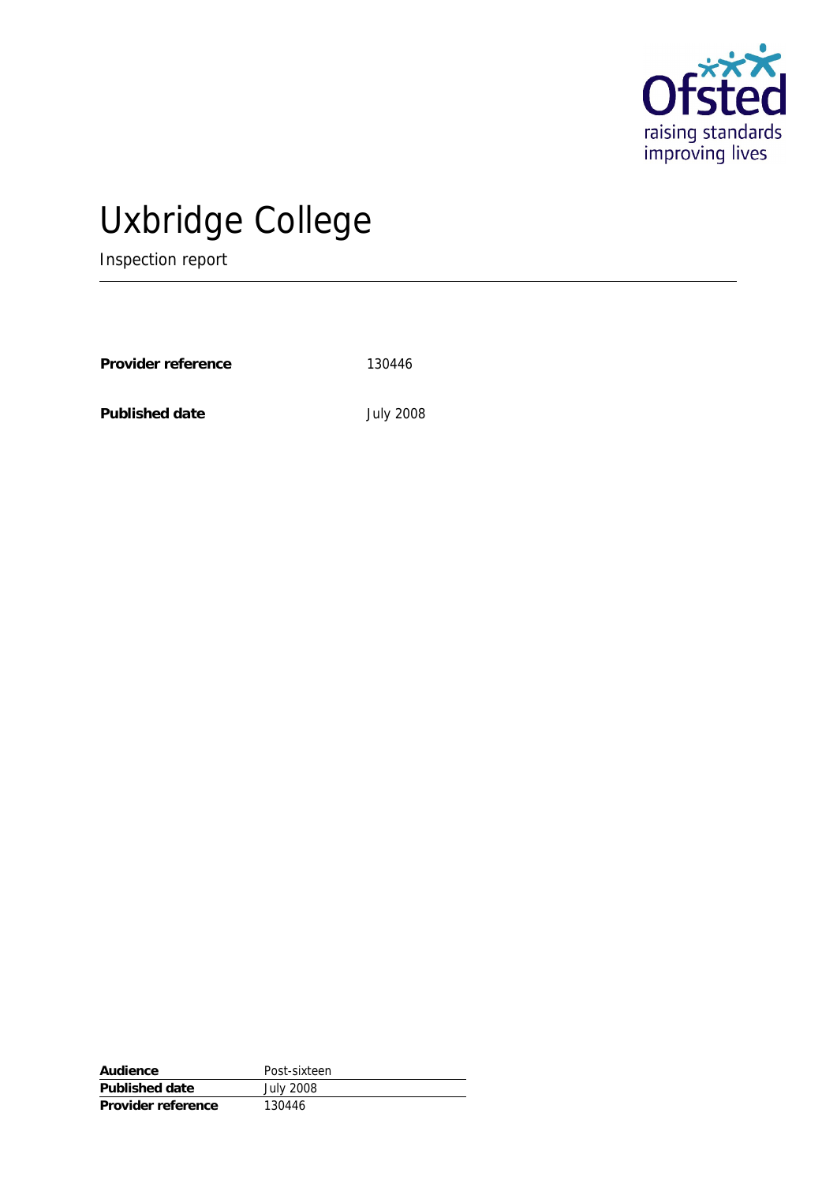# Uxbridge College

Inspection report

| | |
|---|---|
| **Provider reference** | 130446 |
| **Published date** | July 2008 |

| | |
|---|---|
| **Audience** | Post-sixteen |
| **Published date** | July 2008 |
| **Provider reference** | 130446 |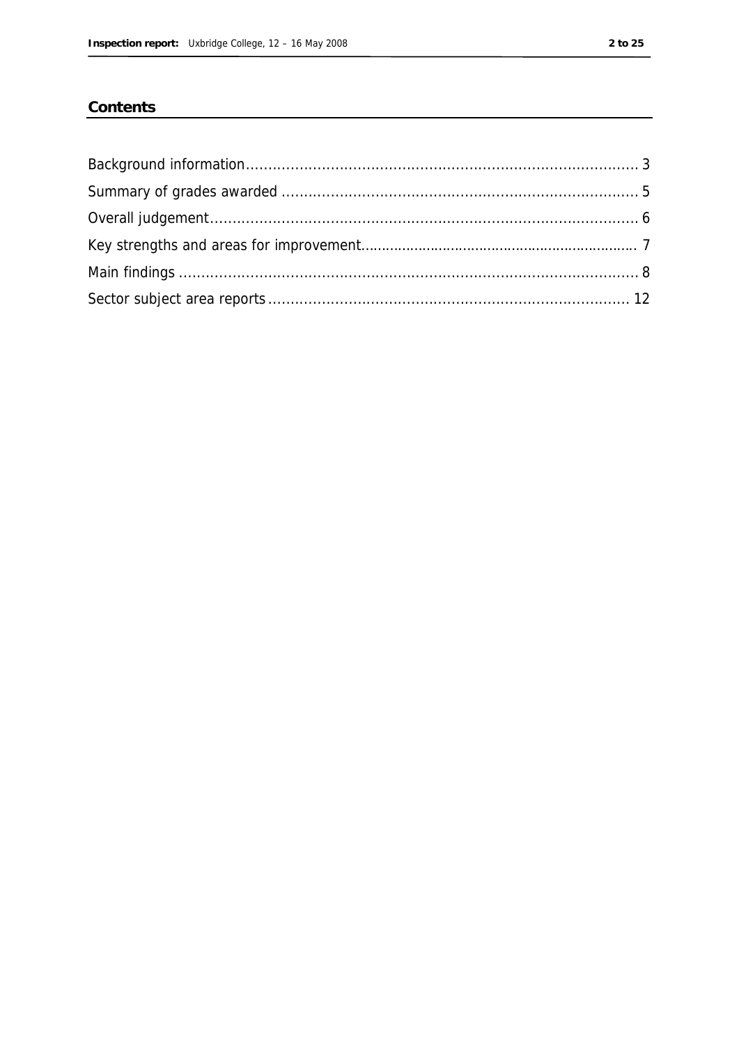## Contents

Background information ........................................................................................ 3

Summary of grades awarded ................................................................................ 5

Overall judgement ................................................................................................ 6

Key strengths and areas for improvement ............................................................ 7

Main findings ........................................................................................................ 8

Sector subject area reports .................................................................................. 12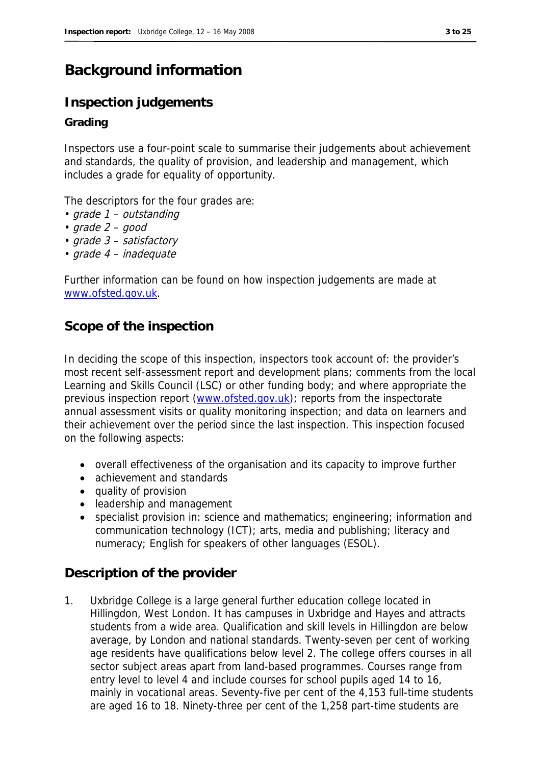# Background information

## Inspection judgements

### Grading

Inspectors use a four-point scale to summarise their judgements about achievement and standards, the quality of provision, and leadership and management, which includes a grade for equality of opportunity.

The descriptors for the four grades are:
- *grade 1 – outstanding*
- *grade 2 – good*
- *grade 3 – satisfactory*
- *grade 4 – inadequate*

Further information can be found on how inspection judgements are made at www.ofsted.gov.uk.

## Scope of the inspection

In deciding the scope of this inspection, inspectors took account of: the provider's most recent self-assessment report and development plans; comments from the local Learning and Skills Council (LSC) or other funding body; and where appropriate the previous inspection report (www.ofsted.gov.uk); reports from the inspectorate annual assessment visits or quality monitoring inspection; and data on learners and their achievement over the period since the last inspection. This inspection focused on the following aspects:

- overall effectiveness of the organisation and its capacity to improve further
- achievement and standards
- quality of provision
- leadership and management
- specialist provision in: science and mathematics; engineering; information and communication technology (ICT); arts, media and publishing; literacy and numeracy; English for speakers of other languages (ESOL).

## Description of the provider

1. Uxbridge College is a large general further education college located in Hillingdon, West London. It has campuses in Uxbridge and Hayes and attracts students from a wide area. Qualification and skill levels in Hillingdon are below average, by London and national standards. Twenty-seven per cent of working age residents have qualifications below level 2. The college offers courses in all sector subject areas apart from land-based programmes. Courses range from entry level to level 4 and include courses for school pupils aged 14 to 16, mainly in vocational areas. Seventy-five per cent of the 4,153 full-time students are aged 16 to 18. Ninety-three per cent of the 1,258 part-time students are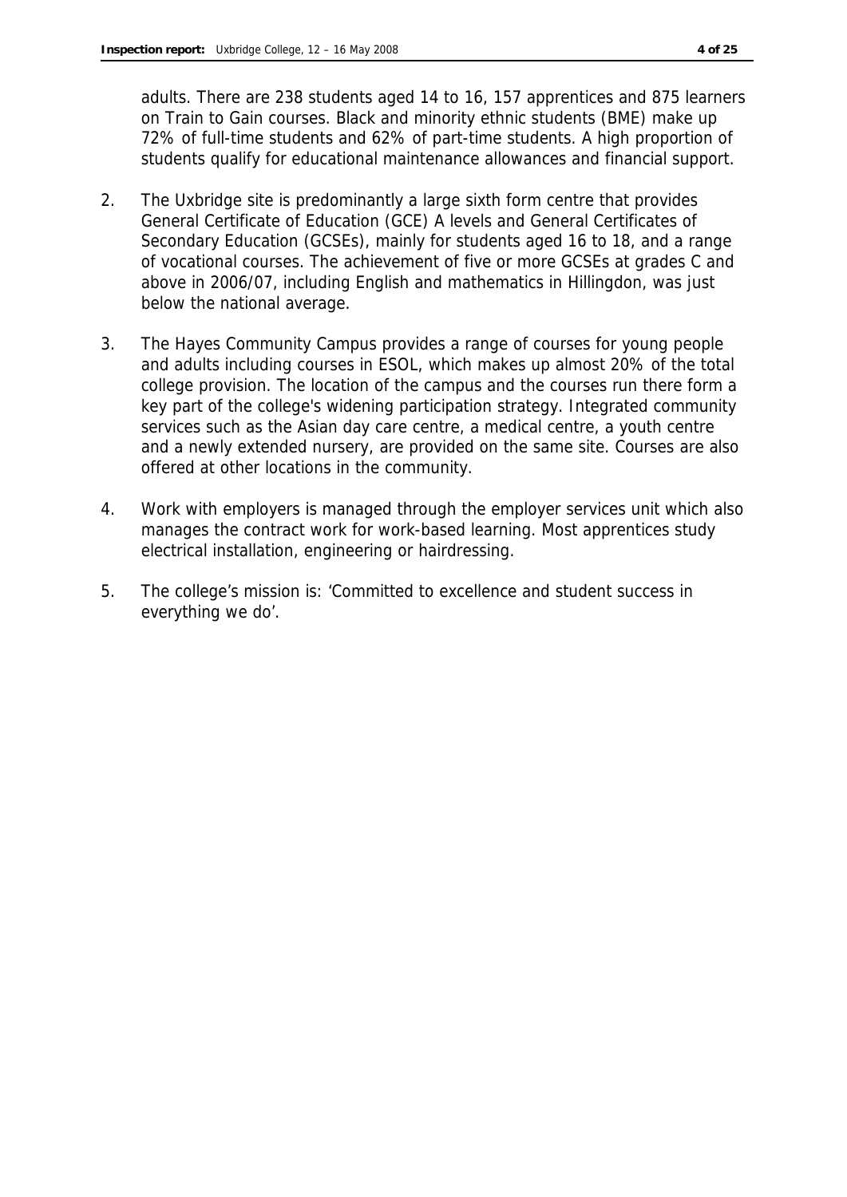adults. There are 238 students aged 14 to 16, 157 apprentices and 875 learners on Train to Gain courses. Black and minority ethnic students (BME) make up 72% of full-time students and 62% of part-time students. A high proportion of students qualify for educational maintenance allowances and financial support.

2. The Uxbridge site is predominantly a large sixth form centre that provides General Certificate of Education (GCE) A levels and General Certificates of Secondary Education (GCSEs), mainly for students aged 16 to 18, and a range of vocational courses. The achievement of five or more GCSEs at grades C and above in 2006/07, including English and mathematics in Hillingdon, was just below the national average.

3. The Hayes Community Campus provides a range of courses for young people and adults including courses in ESOL, which makes up almost 20% of the total college provision. The location of the campus and the courses run there form a key part of the college's widening participation strategy. Integrated community services such as the Asian day care centre, a medical centre, a youth centre and a newly extended nursery, are provided on the same site. Courses are also offered at other locations in the community.

4. Work with employers is managed through the employer services unit which also manages the contract work for work-based learning. Most apprentices study electrical installation, engineering or hairdressing.

5. The college's mission is: 'Committed to excellence and student success in everything we do'.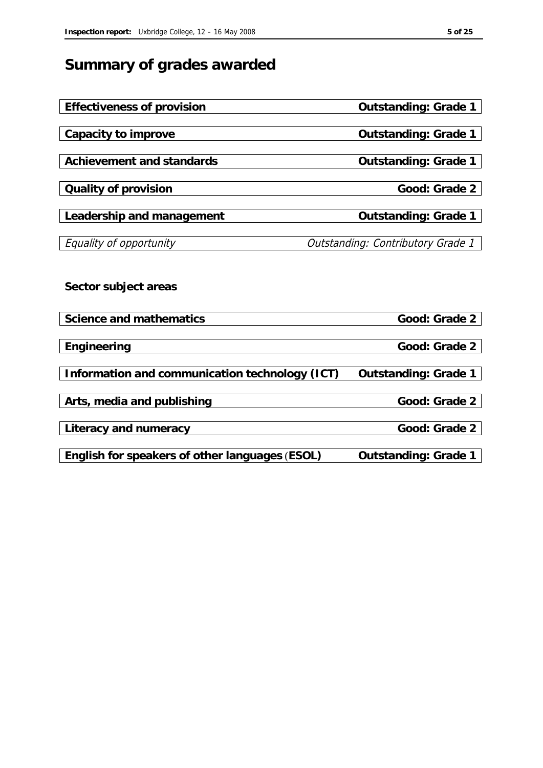## Summary of grades awarded

| | |
|---|---|
| **Effectiveness of provision** | **Outstanding: Grade 1** |
| **Capacity to improve** | **Outstanding: Grade 1** |
| **Achievement and standards** | **Outstanding: Grade 1** |
| **Quality of provision** | **Good: Grade 2** |
| **Leadership and management** | **Outstanding: Grade 1** |
| *Equality of opportunity* | *Outstanding: Contributory Grade 1* |

**Sector subject areas**

| | |
|---|---|
| **Science and mathematics** | **Good: Grade 2** |
| **Engineering** | **Good: Grade 2** |
| **Information and communication technology (ICT)** | **Outstanding: Grade 1** |
| **Arts, media and publishing** | **Good: Grade 2** |
| **Literacy and numeracy** | **Good: Grade 2** |
| **English for speakers of other languages (ESOL)** | **Outstanding: Grade 1** |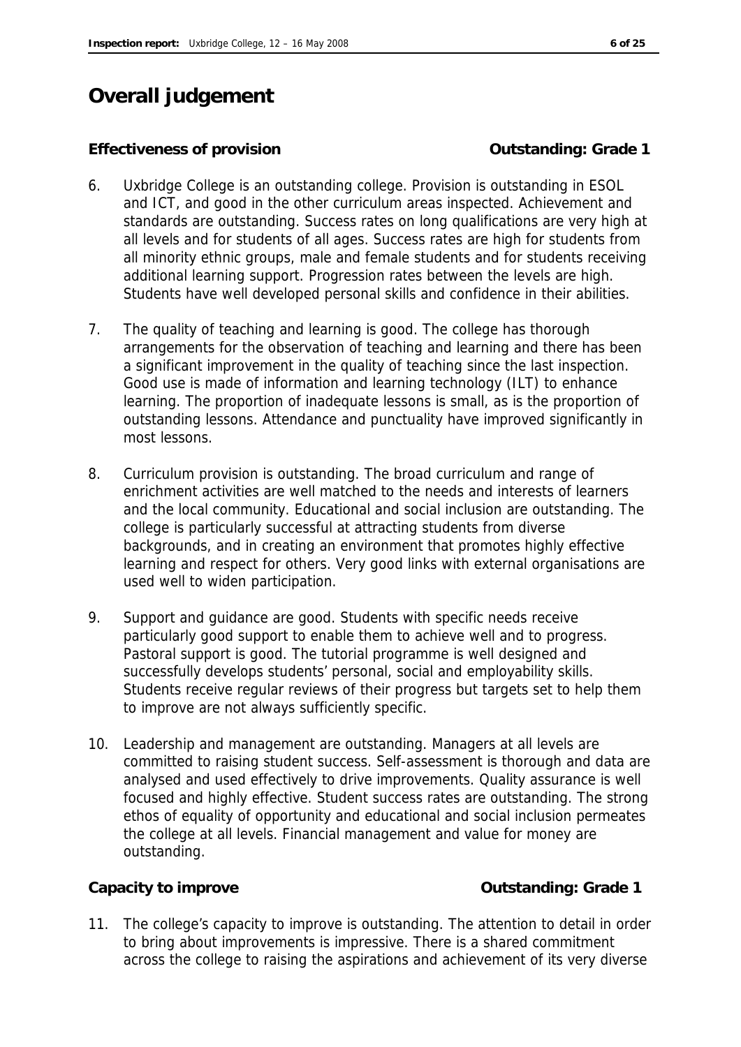# Overall judgement

**Effectiveness of provision** **Outstanding: Grade 1**

6. Uxbridge College is an outstanding college. Provision is outstanding in ESOL and ICT, and good in the other curriculum areas inspected. Achievement and standards are outstanding. Success rates on long qualifications are very high at all levels and for students of all ages. Success rates are high for students from all minority ethnic groups, male and female students and for students receiving additional learning support. Progression rates between the levels are high. Students have well developed personal skills and confidence in their abilities.

7. The quality of teaching and learning is good. The college has thorough arrangements for the observation of teaching and learning and there has been a significant improvement in the quality of teaching since the last inspection. Good use is made of information and learning technology (ILT) to enhance learning. The proportion of inadequate lessons is small, as is the proportion of outstanding lessons. Attendance and punctuality have improved significantly in most lessons.

8. Curriculum provision is outstanding. The broad curriculum and range of enrichment activities are well matched to the needs and interests of learners and the local community. Educational and social inclusion are outstanding. The college is particularly successful at attracting students from diverse backgrounds, and in creating an environment that promotes highly effective learning and respect for others. Very good links with external organisations are used well to widen participation.

9. Support and guidance are good. Students with specific needs receive particularly good support to enable them to achieve well and to progress. Pastoral support is good. The tutorial programme is well designed and successfully develops students' personal, social and employability skills. Students receive regular reviews of their progress but targets set to help them to improve are not always sufficiently specific.

10. Leadership and management are outstanding. Managers at all levels are committed to raising student success. Self-assessment is thorough and data are analysed and used effectively to drive improvements. Quality assurance is well focused and highly effective. Student success rates are outstanding. The strong ethos of equality of opportunity and educational and social inclusion permeates the college at all levels. Financial management and value for money are outstanding.

**Capacity to improve** **Outstanding: Grade 1**

11. The college's capacity to improve is outstanding. The attention to detail in order to bring about improvements is impressive. There is a shared commitment across the college to raising the aspirations and achievement of its very diverse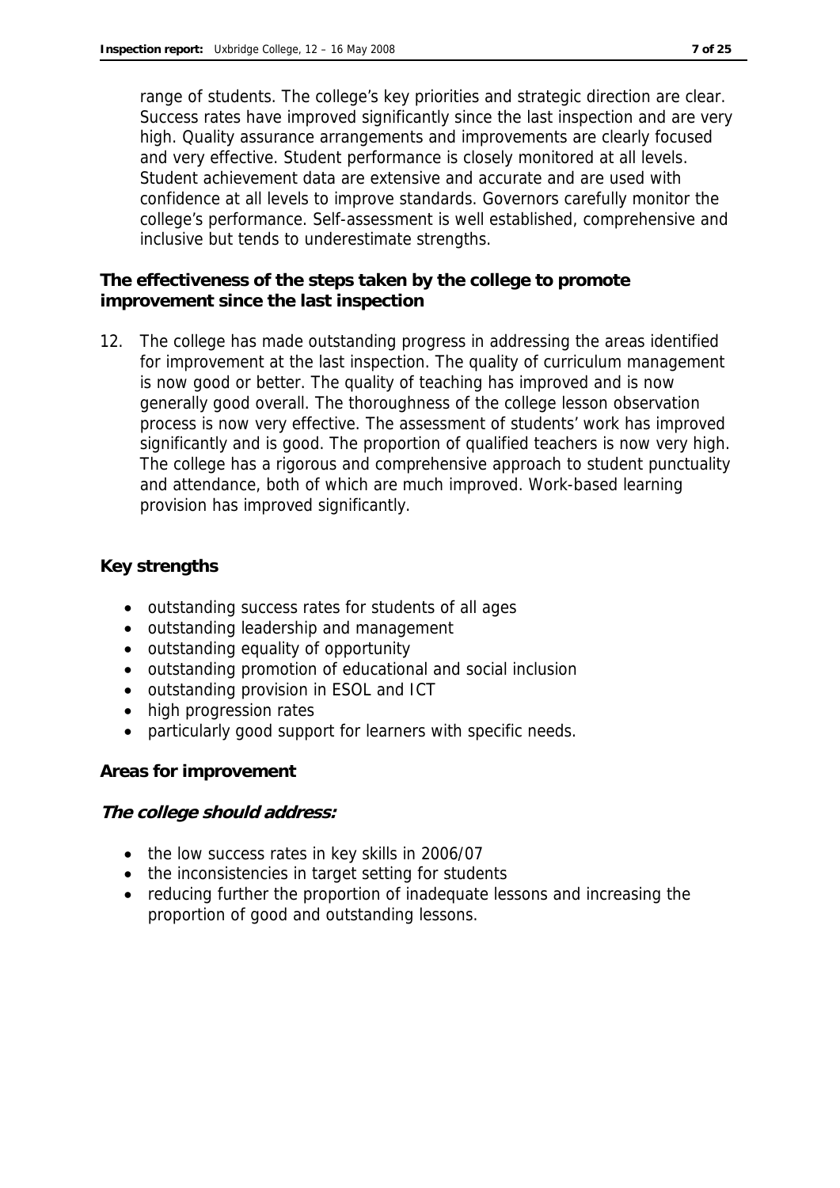range of students. The college's key priorities and strategic direction are clear. Success rates have improved significantly since the last inspection and are very high. Quality assurance arrangements and improvements are clearly focused and very effective. Student performance is closely monitored at all levels. Student achievement data are extensive and accurate and are used with confidence at all levels to improve standards. Governors carefully monitor the college's performance. Self-assessment is well established, comprehensive and inclusive but tends to underestimate strengths.

**The effectiveness of the steps taken by the college to promote improvement since the last inspection**

12. The college has made outstanding progress in addressing the areas identified for improvement at the last inspection. The quality of curriculum management is now good or better. The quality of teaching has improved and is now generally good overall. The thoroughness of the college lesson observation process is now very effective. The assessment of students' work has improved significantly and is good. The proportion of qualified teachers is now very high. The college has a rigorous and comprehensive approach to student punctuality and attendance, both of which are much improved. Work-based learning provision has improved significantly.

**Key strengths**

- outstanding success rates for students of all ages
- outstanding leadership and management
- outstanding equality of opportunity
- outstanding promotion of educational and social inclusion
- outstanding provision in ESOL and ICT
- high progression rates
- particularly good support for learners with specific needs.

**Areas for improvement**

***The college should address:***

- the low success rates in key skills in 2006/07
- the inconsistencies in target setting for students
- reducing further the proportion of inadequate lessons and increasing the proportion of good and outstanding lessons.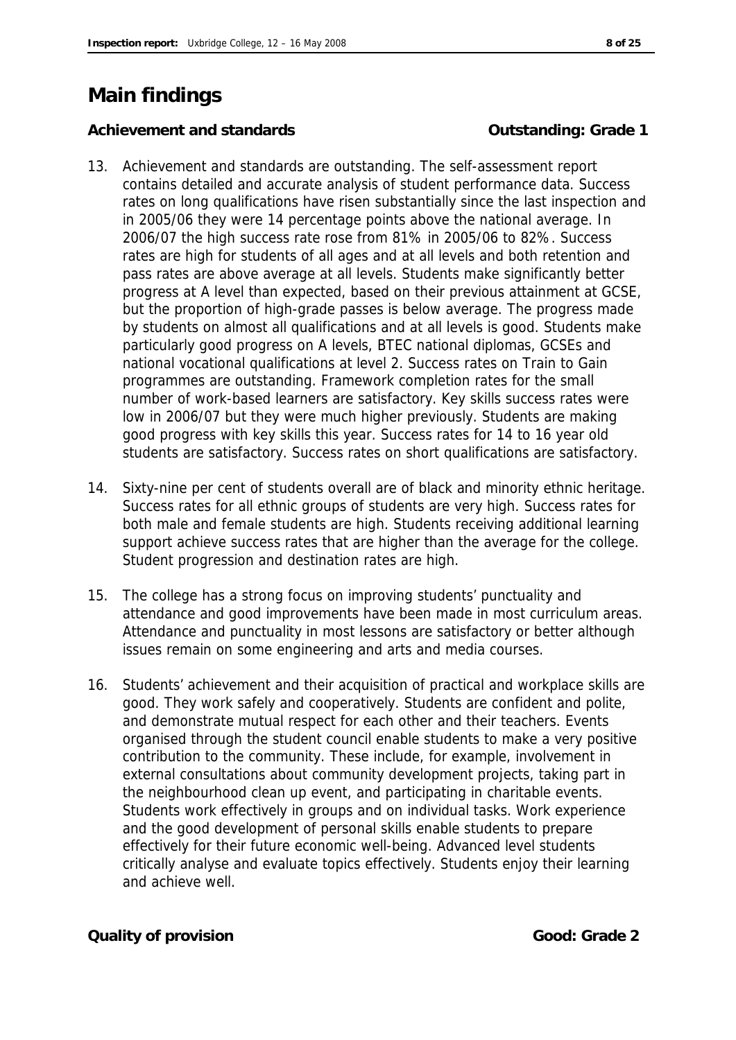# Main findings

**Achievement and standards** **Outstanding: Grade 1**

13. Achievement and standards are outstanding. The self-assessment report contains detailed and accurate analysis of student performance data. Success rates on long qualifications have risen substantially since the last inspection and in 2005/06 they were 14 percentage points above the national average. In 2006/07 the high success rate rose from 81% in 2005/06 to 82%. Success rates are high for students of all ages and at all levels and both retention and pass rates are above average at all levels. Students make significantly better progress at A level than expected, based on their previous attainment at GCSE, but the proportion of high-grade passes is below average. The progress made by students on almost all qualifications and at all levels is good. Students make particularly good progress on A levels, BTEC national diplomas, GCSEs and national vocational qualifications at level 2. Success rates on Train to Gain programmes are outstanding. Framework completion rates for the small number of work-based learners are satisfactory. Key skills success rates were low in 2006/07 but they were much higher previously. Students are making good progress with key skills this year. Success rates for 14 to 16 year old students are satisfactory. Success rates on short qualifications are satisfactory.

14. Sixty-nine per cent of students overall are of black and minority ethnic heritage. Success rates for all ethnic groups of students are very high. Success rates for both male and female students are high. Students receiving additional learning support achieve success rates that are higher than the average for the college. Student progression and destination rates are high.

15. The college has a strong focus on improving students' punctuality and attendance and good improvements have been made in most curriculum areas. Attendance and punctuality in most lessons are satisfactory or better although issues remain on some engineering and arts and media courses.

16. Students' achievement and their acquisition of practical and workplace skills are good. They work safely and cooperatively. Students are confident and polite, and demonstrate mutual respect for each other and their teachers. Events organised through the student council enable students to make a very positive contribution to the community. These include, for example, involvement in external consultations about community development projects, taking part in the neighbourhood clean up event, and participating in charitable events. Students work effectively in groups and on individual tasks. Work experience and the good development of personal skills enable students to prepare effectively for their future economic well-being. Advanced level students critically analyse and evaluate topics effectively. Students enjoy their learning and achieve well.

***Quality of provision*** ***Good: Grade 2***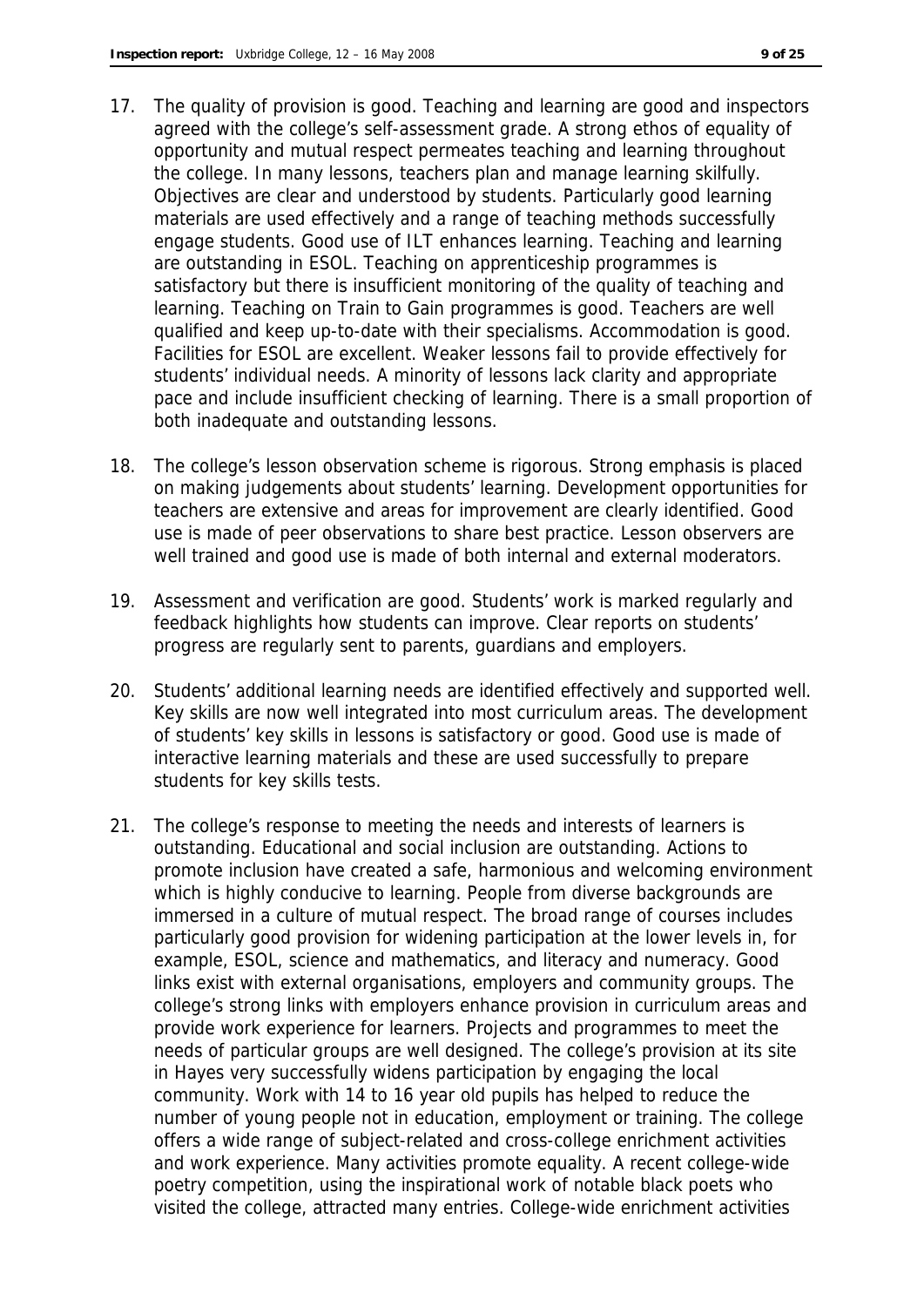17. The quality of provision is good. Teaching and learning are good and inspectors agreed with the college's self-assessment grade. A strong ethos of equality of opportunity and mutual respect permeates teaching and learning throughout the college. In many lessons, teachers plan and manage learning skilfully. Objectives are clear and understood by students. Particularly good learning materials are used effectively and a range of teaching methods successfully engage students. Good use of ILT enhances learning. Teaching and learning are outstanding in ESOL. Teaching on apprenticeship programmes is satisfactory but there is insufficient monitoring of the quality of teaching and learning. Teaching on Train to Gain programmes is good. Teachers are well qualified and keep up-to-date with their specialisms. Accommodation is good. Facilities for ESOL are excellent. Weaker lessons fail to provide effectively for students' individual needs. A minority of lessons lack clarity and appropriate pace and include insufficient checking of learning. There is a small proportion of both inadequate and outstanding lessons.

18. The college's lesson observation scheme is rigorous. Strong emphasis is placed on making judgements about students' learning. Development opportunities for teachers are extensive and areas for improvement are clearly identified. Good use is made of peer observations to share best practice. Lesson observers are well trained and good use is made of both internal and external moderators.

19. Assessment and verification are good. Students' work is marked regularly and feedback highlights how students can improve. Clear reports on students' progress are regularly sent to parents, guardians and employers.

20. Students' additional learning needs are identified effectively and supported well. Key skills are now well integrated into most curriculum areas. The development of students' key skills in lessons is satisfactory or good. Good use is made of interactive learning materials and these are used successfully to prepare students for key skills tests.

21. The college's response to meeting the needs and interests of learners is outstanding. Educational and social inclusion are outstanding. Actions to promote inclusion have created a safe, harmonious and welcoming environment which is highly conducive to learning. People from diverse backgrounds are immersed in a culture of mutual respect. The broad range of courses includes particularly good provision for widening participation at the lower levels in, for example, ESOL, science and mathematics, and literacy and numeracy. Good links exist with external organisations, employers and community groups. The college's strong links with employers enhance provision in curriculum areas and provide work experience for learners. Projects and programmes to meet the needs of particular groups are well designed. The college's provision at its site in Hayes very successfully widens participation by engaging the local community. Work with 14 to 16 year old pupils has helped to reduce the number of young people not in education, employment or training. The college offers a wide range of subject-related and cross-college enrichment activities and work experience. Many activities promote equality. A recent college-wide poetry competition, using the inspirational work of notable black poets who visited the college, attracted many entries. College-wide enrichment activities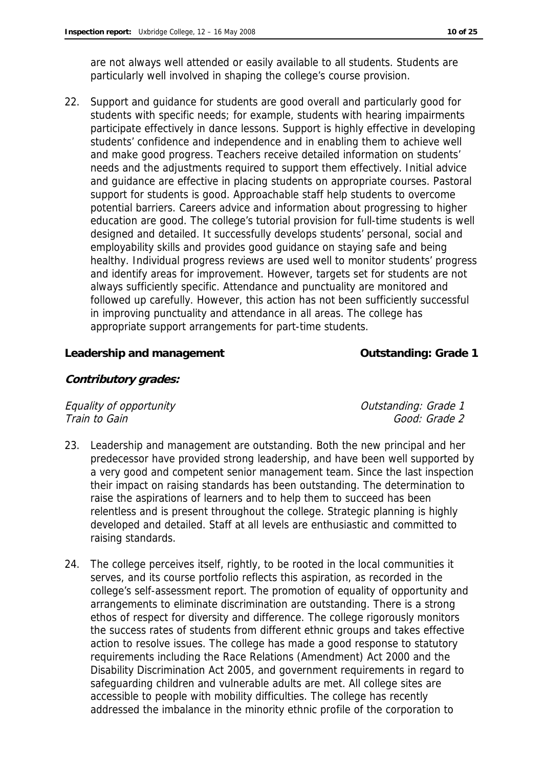are not always well attended or easily available to all students. Students are particularly well involved in shaping the college's course provision.

22. Support and guidance for students are good overall and particularly good for students with specific needs; for example, students with hearing impairments participate effectively in dance lessons. Support is highly effective in developing students' confidence and independence and in enabling them to achieve well and make good progress. Teachers receive detailed information on students' needs and the adjustments required to support them effectively. Initial advice and guidance are effective in placing students on appropriate courses. Pastoral support for students is good. Approachable staff help students to overcome potential barriers. Careers advice and information about progressing to higher education are good. The college's tutorial provision for full-time students is well designed and detailed. It successfully develops students' personal, social and employability skills and provides good guidance on staying safe and being healthy. Individual progress reviews are used well to monitor students' progress and identify areas for improvement. However, targets set for students are not always sufficiently specific. Attendance and punctuality are monitored and followed up carefully. However, this action has not been sufficiently successful in improving punctuality and attendance in all areas. The college has appropriate support arrangements for part-time students.

**Leadership and management** — **Outstanding: Grade 1**

***Contributory grades:***

*Equality of opportunity* — *Outstanding: Grade 1*
*Train to Gain* — *Good: Grade 2*

23. Leadership and management are outstanding. Both the new principal and her predecessor have provided strong leadership, and have been well supported by a very good and competent senior management team. Since the last inspection their impact on raising standards has been outstanding. The determination to raise the aspirations of learners and to help them to succeed has been relentless and is present throughout the college. Strategic planning is highly developed and detailed. Staff at all levels are enthusiastic and committed to raising standards.

24. The college perceives itself, rightly, to be rooted in the local communities it serves, and its course portfolio reflects this aspiration, as recorded in the college's self-assessment report. The promotion of equality of opportunity and arrangements to eliminate discrimination are outstanding. There is a strong ethos of respect for diversity and difference. The college rigorously monitors the success rates of students from different ethnic groups and takes effective action to resolve issues. The college has made a good response to statutory requirements including the Race Relations (Amendment) Act 2000 and the Disability Discrimination Act 2005, and government requirements in regard to safeguarding children and vulnerable adults are met. All college sites are accessible to people with mobility difficulties. The college has recently addressed the imbalance in the minority ethnic profile of the corporation to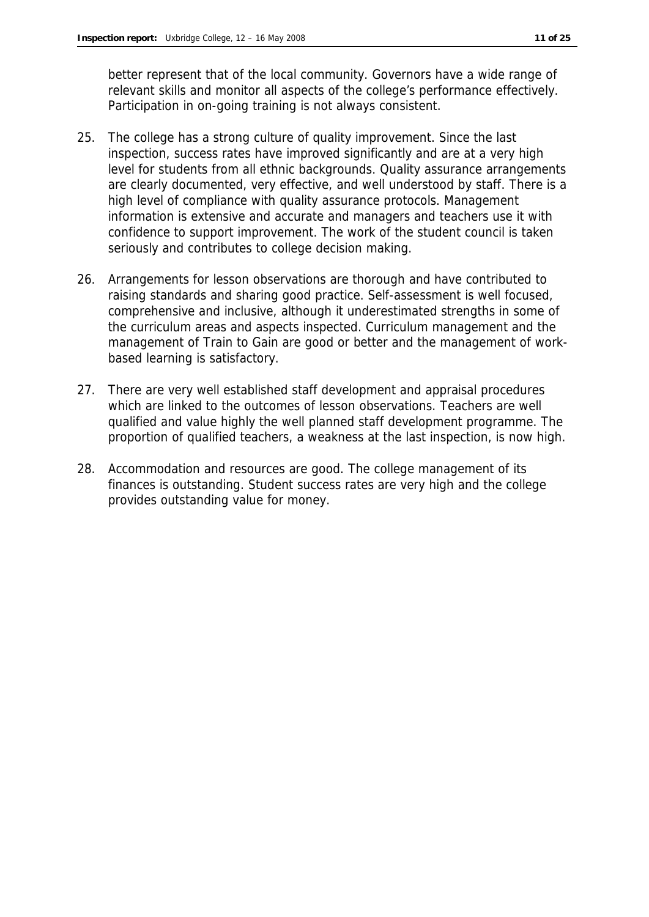better represent that of the local community. Governors have a wide range of relevant skills and monitor all aspects of the college's performance effectively. Participation in on-going training is not always consistent.

25. The college has a strong culture of quality improvement. Since the last inspection, success rates have improved significantly and are at a very high level for students from all ethnic backgrounds. Quality assurance arrangements are clearly documented, very effective, and well understood by staff. There is a high level of compliance with quality assurance protocols. Management information is extensive and accurate and managers and teachers use it with confidence to support improvement. The work of the student council is taken seriously and contributes to college decision making.

26. Arrangements for lesson observations are thorough and have contributed to raising standards and sharing good practice. Self-assessment is well focused, comprehensive and inclusive, although it underestimated strengths in some of the curriculum areas and aspects inspected. Curriculum management and the management of Train to Gain are good or better and the management of work-based learning is satisfactory.

27. There are very well established staff development and appraisal procedures which are linked to the outcomes of lesson observations. Teachers are well qualified and value highly the well planned staff development programme. The proportion of qualified teachers, a weakness at the last inspection, is now high.

28. Accommodation and resources are good. The college management of its finances is outstanding. Student success rates are very high and the college provides outstanding value for money.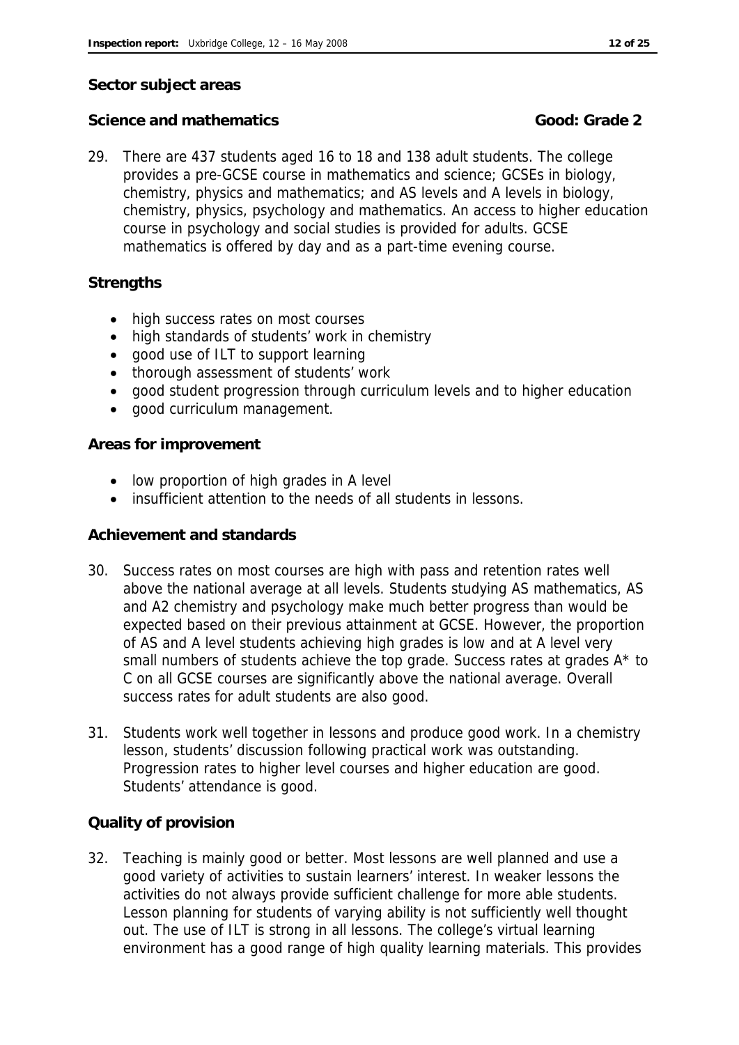## Sector subject areas

### Science and mathematics — Good: Grade 2

29. There are 437 students aged 16 to 18 and 138 adult students. The college provides a pre-GCSE course in mathematics and science; GCSEs in biology, chemistry, physics and mathematics; and AS levels and A levels in biology, chemistry, physics, psychology and mathematics. An access to higher education course in psychology and social studies is provided for adults. GCSE mathematics is offered by day and as a part-time evening course.

**Strengths**

- high success rates on most courses
- high standards of students' work in chemistry
- good use of ILT to support learning
- thorough assessment of students' work
- good student progression through curriculum levels and to higher education
- good curriculum management.

**Areas for improvement**

- low proportion of high grades in A level
- insufficient attention to the needs of all students in lessons.

**Achievement and standards**

30. Success rates on most courses are high with pass and retention rates well above the national average at all levels. Students studying AS mathematics, AS and A2 chemistry and psychology make much better progress than would be expected based on their previous attainment at GCSE. However, the proportion of AS and A level students achieving high grades is low and at A level very small numbers of students achieve the top grade. Success rates at grades A* to C on all GCSE courses are significantly above the national average. Overall success rates for adult students are also good.

31. Students work well together in lessons and produce good work. In a chemistry lesson, students' discussion following practical work was outstanding. Progression rates to higher level courses and higher education are good. Students' attendance is good.

**Quality of provision**

32. Teaching is mainly good or better. Most lessons are well planned and use a good variety of activities to sustain learners' interest. In weaker lessons the activities do not always provide sufficient challenge for more able students. Lesson planning for students of varying ability is not sufficiently well thought out. The use of ILT is strong in all lessons. The college's virtual learning environment has a good range of high quality learning materials. This provides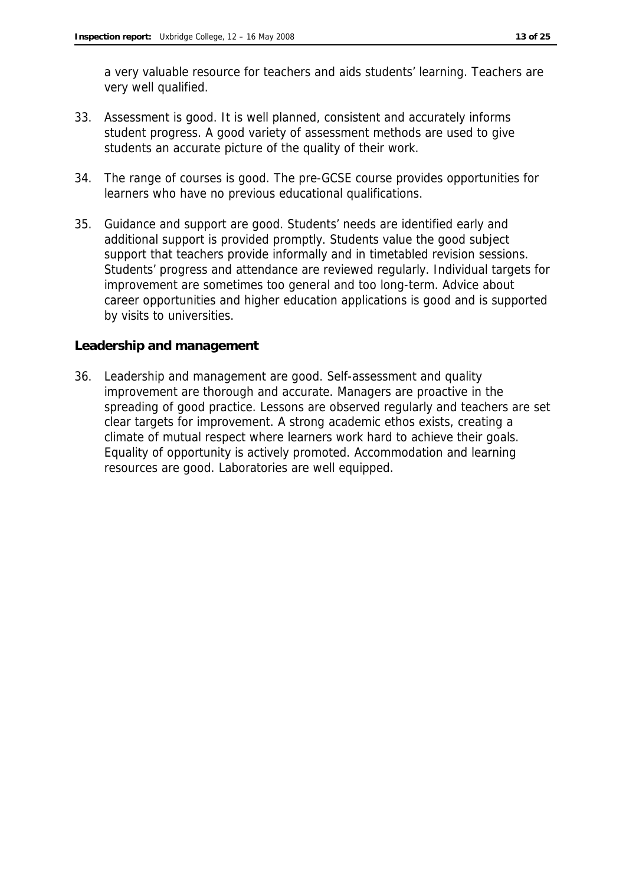a very valuable resource for teachers and aids students' learning. Teachers are very well qualified.

33. Assessment is good. It is well planned, consistent and accurately informs student progress. A good variety of assessment methods are used to give students an accurate picture of the quality of their work.

34. The range of courses is good. The pre-GCSE course provides opportunities for learners who have no previous educational qualifications.

35. Guidance and support are good. Students' needs are identified early and additional support is provided promptly. Students value the good subject support that teachers provide informally and in timetabled revision sessions. Students' progress and attendance are reviewed regularly. Individual targets for improvement are sometimes too general and too long-term. Advice about career opportunities and higher education applications is good and is supported by visits to universities.

**Leadership and management**

36. Leadership and management are good. Self-assessment and quality improvement are thorough and accurate. Managers are proactive in the spreading of good practice. Lessons are observed regularly and teachers are set clear targets for improvement. A strong academic ethos exists, creating a climate of mutual respect where learners work hard to achieve their goals. Equality of opportunity is actively promoted. Accommodation and learning resources are good. Laboratories are well equipped.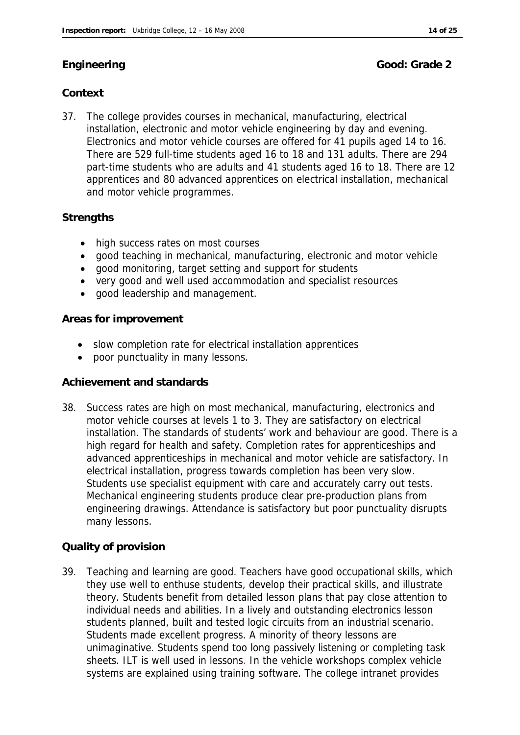**Engineering** **Good: Grade 2**

**Context**

37. The college provides courses in mechanical, manufacturing, electrical installation, electronic and motor vehicle engineering by day and evening. Electronics and motor vehicle courses are offered for 41 pupils aged 14 to 16. There are 529 full-time students aged 16 to 18 and 131 adults. There are 294 part-time students who are adults and 41 students aged 16 to 18. There are 12 apprentices and 80 advanced apprentices on electrical installation, mechanical and motor vehicle programmes.

**Strengths**

- high success rates on most courses
- good teaching in mechanical, manufacturing, electronic and motor vehicle
- good monitoring, target setting and support for students
- very good and well used accommodation and specialist resources
- good leadership and management.

**Areas for improvement**

- slow completion rate for electrical installation apprentices
- poor punctuality in many lessons.

**Achievement and standards**

38. Success rates are high on most mechanical, manufacturing, electronics and motor vehicle courses at levels 1 to 3. They are satisfactory on electrical installation. The standards of students' work and behaviour are good. There is a high regard for health and safety. Completion rates for apprenticeships and advanced apprenticeships in mechanical and motor vehicle are satisfactory. In electrical installation, progress towards completion has been very slow. Students use specialist equipment with care and accurately carry out tests. Mechanical engineering students produce clear pre-production plans from engineering drawings. Attendance is satisfactory but poor punctuality disrupts many lessons.

**Quality of provision**

39. Teaching and learning are good. Teachers have good occupational skills, which they use well to enthuse students, develop their practical skills, and illustrate theory. Students benefit from detailed lesson plans that pay close attention to individual needs and abilities. In a lively and outstanding electronics lesson students planned, built and tested logic circuits from an industrial scenario. Students made excellent progress. A minority of theory lessons are unimaginative. Students spend too long passively listening or completing task sheets. ILT is well used in lessons. In the vehicle workshops complex vehicle systems are explained using training software. The college intranet provides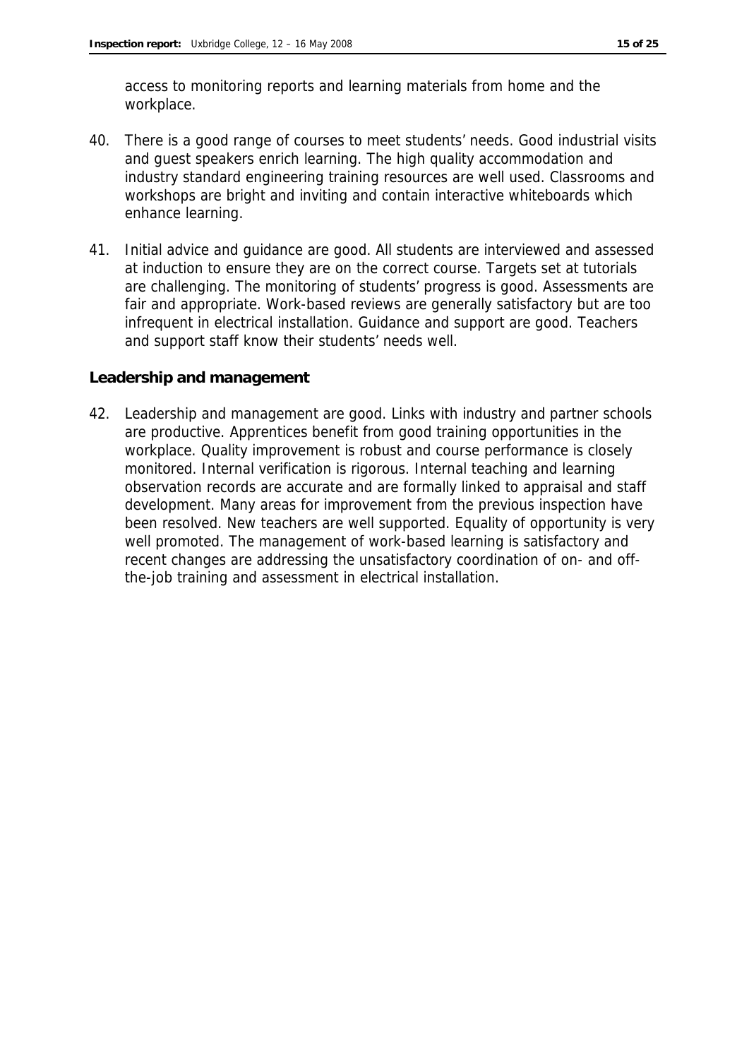access to monitoring reports and learning materials from home and the workplace.

40. There is a good range of courses to meet students' needs. Good industrial visits and guest speakers enrich learning. The high quality accommodation and industry standard engineering training resources are well used. Classrooms and workshops are bright and inviting and contain interactive whiteboards which enhance learning.

41. Initial advice and guidance are good. All students are interviewed and assessed at induction to ensure they are on the correct course. Targets set at tutorials are challenging. The monitoring of students' progress is good. Assessments are fair and appropriate. Work-based reviews are generally satisfactory but are too infrequent in electrical installation. Guidance and support are good. Teachers and support staff know their students' needs well.

**Leadership and management**

42. Leadership and management are good. Links with industry and partner schools are productive. Apprentices benefit from good training opportunities in the workplace. Quality improvement is robust and course performance is closely monitored. Internal verification is rigorous. Internal teaching and learning observation records are accurate and are formally linked to appraisal and staff development. Many areas for improvement from the previous inspection have been resolved. New teachers are well supported. Equality of opportunity is very well promoted. The management of work-based learning is satisfactory and recent changes are addressing the unsatisfactory coordination of on- and off-the-job training and assessment in electrical installation.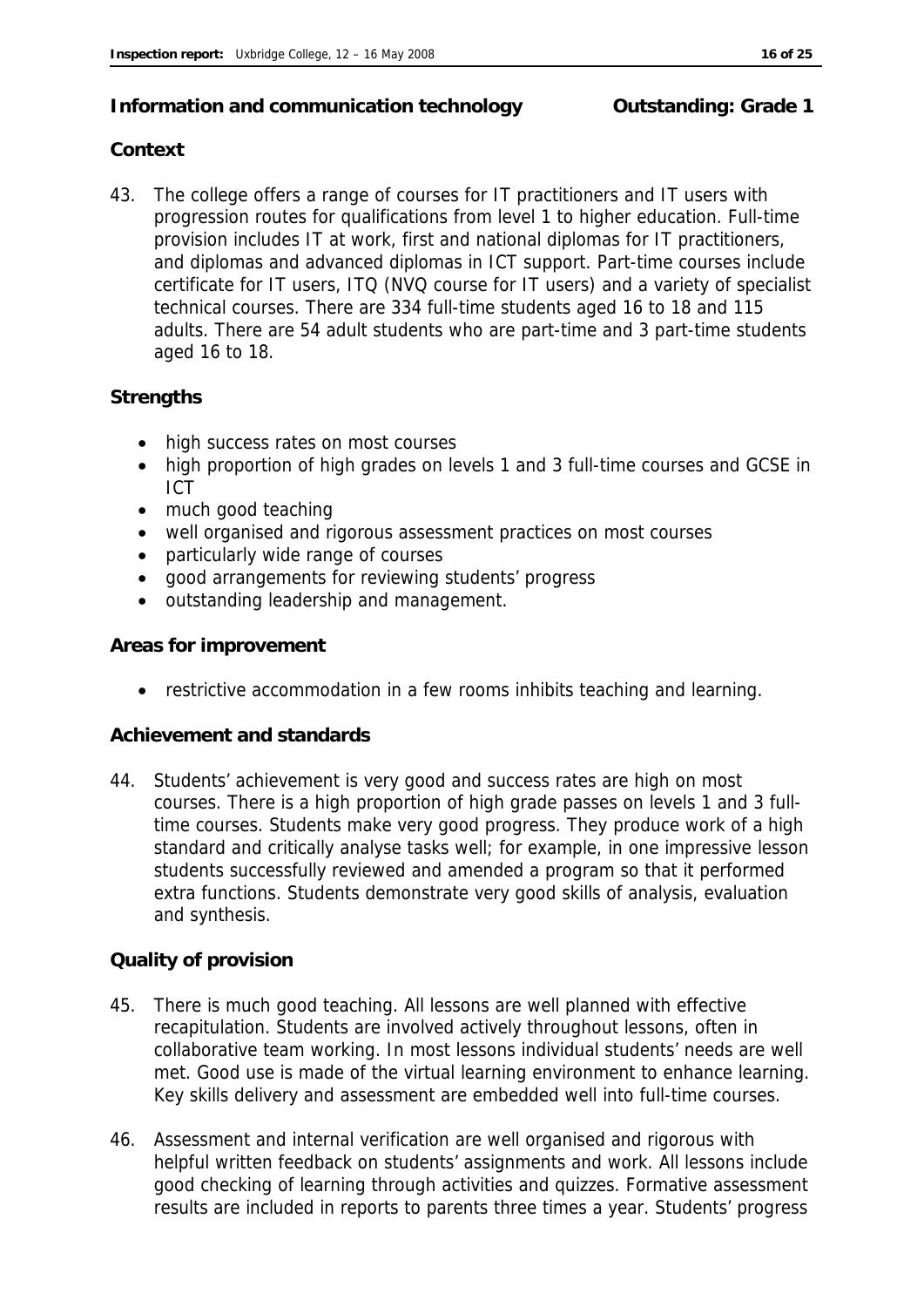## Information and communication technology — Outstanding: Grade 1

### Context

43. The college offers a range of courses for IT practitioners and IT users with progression routes for qualifications from level 1 to higher education. Full-time provision includes IT at work, first and national diplomas for IT practitioners, and diplomas and advanced diplomas in ICT support. Part-time courses include certificate for IT users, ITQ (NVQ course for IT users) and a variety of specialist technical courses. There are 334 full-time students aged 16 to 18 and 115 adults. There are 54 adult students who are part-time and 3 part-time students aged 16 to 18.

### Strengths

- high success rates on most courses
- high proportion of high grades on levels 1 and 3 full-time courses and GCSE in ICT
- much good teaching
- well organised and rigorous assessment practices on most courses
- particularly wide range of courses
- good arrangements for reviewing students' progress
- outstanding leadership and management.

### Areas for improvement

- restrictive accommodation in a few rooms inhibits teaching and learning.

### Achievement and standards

44. Students' achievement is very good and success rates are high on most courses. There is a high proportion of high grade passes on levels 1 and 3 full-time courses. Students make very good progress. They produce work of a high standard and critically analyse tasks well; for example, in one impressive lesson students successfully reviewed and amended a program so that it performed extra functions. Students demonstrate very good skills of analysis, evaluation and synthesis.

### Quality of provision

45. There is much good teaching. All lessons are well planned with effective recapitulation. Students are involved actively throughout lessons, often in collaborative team working. In most lessons individual students' needs are well met. Good use is made of the virtual learning environment to enhance learning. Key skills delivery and assessment are embedded well into full-time courses.

46. Assessment and internal verification are well organised and rigorous with helpful written feedback on students' assignments and work. All lessons include good checking of learning through activities and quizzes. Formative assessment results are included in reports to parents three times a year. Students' progress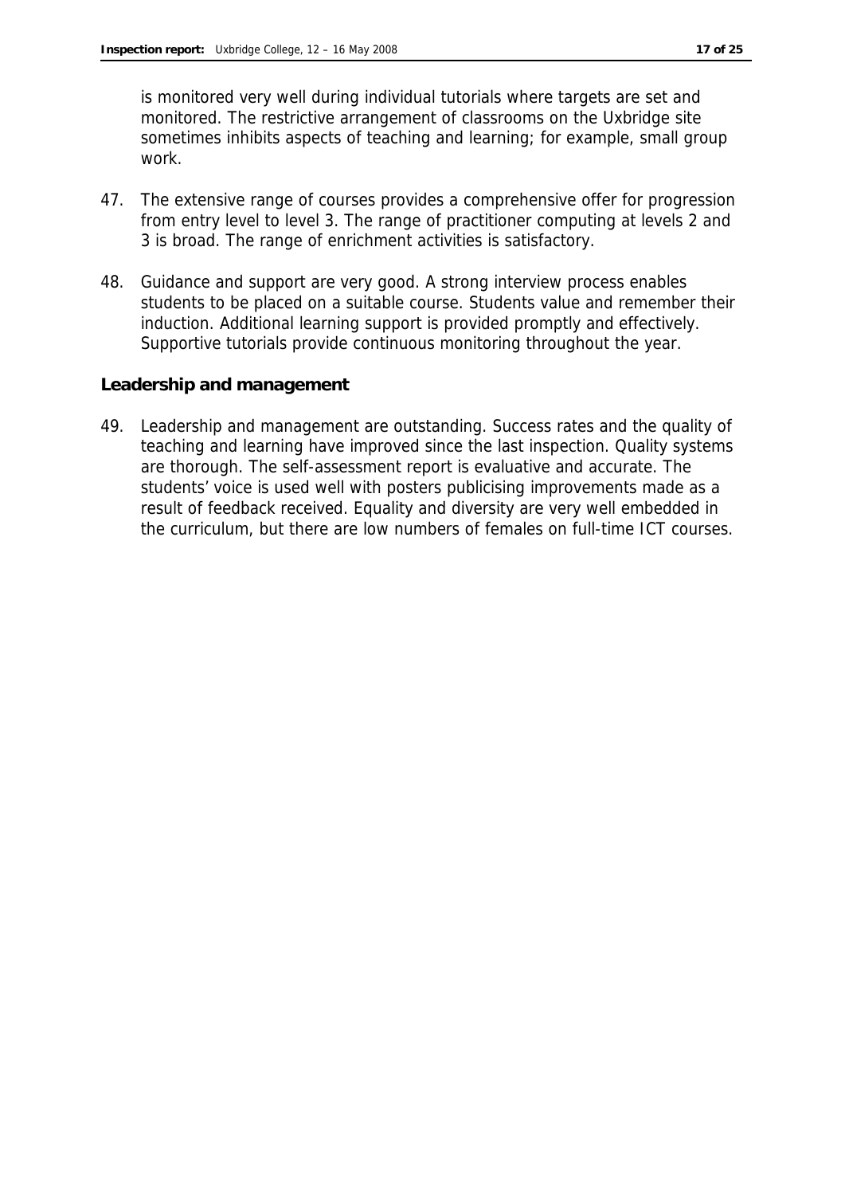is monitored very well during individual tutorials where targets are set and monitored. The restrictive arrangement of classrooms on the Uxbridge site sometimes inhibits aspects of teaching and learning; for example, small group work.

47. The extensive range of courses provides a comprehensive offer for progression from entry level to level 3. The range of practitioner computing at levels 2 and 3 is broad. The range of enrichment activities is satisfactory.

48. Guidance and support are very good. A strong interview process enables students to be placed on a suitable course. Students value and remember their induction. Additional learning support is provided promptly and effectively. Supportive tutorials provide continuous monitoring throughout the year.

**Leadership and management**

49. Leadership and management are outstanding. Success rates and the quality of teaching and learning have improved since the last inspection. Quality systems are thorough. The self-assessment report is evaluative and accurate. The students' voice is used well with posters publicising improvements made as a result of feedback received. Equality and diversity are very well embedded in the curriculum, but there are low numbers of females on full-time ICT courses.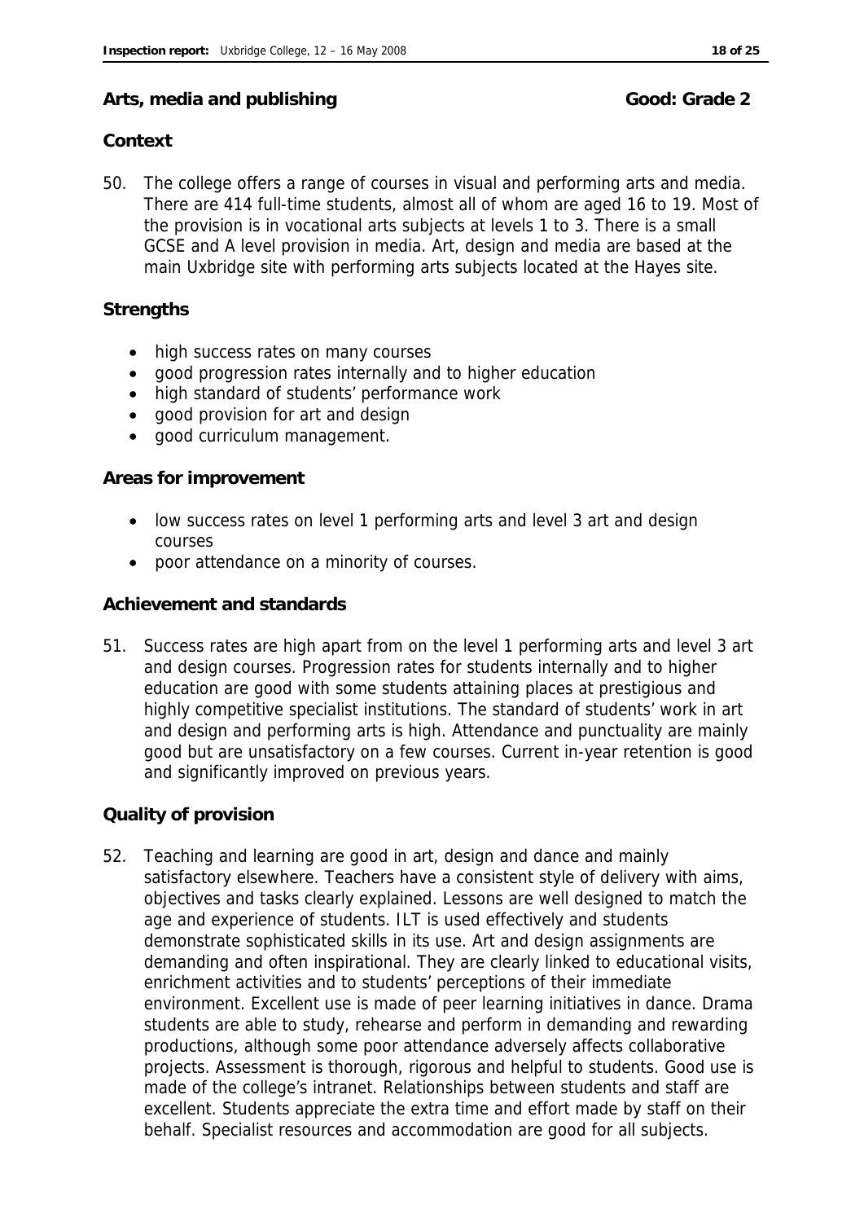## Arts, media and publishing **Good: Grade 2**

### Context

50. The college offers a range of courses in visual and performing arts and media. There are 414 full-time students, almost all of whom are aged 16 to 19. Most of the provision is in vocational arts subjects at levels 1 to 3. There is a small GCSE and A level provision in media. Art, design and media are based at the main Uxbridge site with performing arts subjects located at the Hayes site.

### Strengths

- high success rates on many courses
- good progression rates internally and to higher education
- high standard of students' performance work
- good provision for art and design
- good curriculum management.

### Areas for improvement

- low success rates on level 1 performing arts and level 3 art and design courses
- poor attendance on a minority of courses.

### Achievement and standards

51. Success rates are high apart from on the level 1 performing arts and level 3 art and design courses. Progression rates for students internally and to higher education are good with some students attaining places at prestigious and highly competitive specialist institutions. The standard of students' work in art and design and performing arts is high. Attendance and punctuality are mainly good but are unsatisfactory on a few courses. Current in-year retention is good and significantly improved on previous years.

### Quality of provision

52. Teaching and learning are good in art, design and dance and mainly satisfactory elsewhere. Teachers have a consistent style of delivery with aims, objectives and tasks clearly explained. Lessons are well designed to match the age and experience of students. ILT is used effectively and students demonstrate sophisticated skills in its use. Art and design assignments are demanding and often inspirational. They are clearly linked to educational visits, enrichment activities and to students' perceptions of their immediate environment. Excellent use is made of peer learning initiatives in dance. Drama students are able to study, rehearse and perform in demanding and rewarding productions, although some poor attendance adversely affects collaborative projects. Assessment is thorough, rigorous and helpful to students. Good use is made of the college's intranet. Relationships between students and staff are excellent. Students appreciate the extra time and effort made by staff on their behalf. Specialist resources and accommodation are good for all subjects.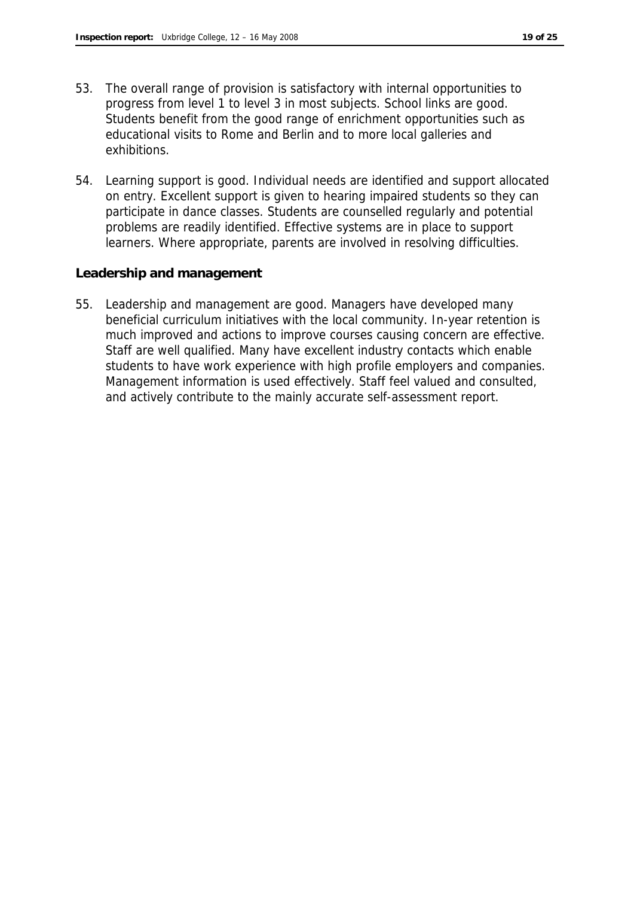53. The overall range of provision is satisfactory with internal opportunities to progress from level 1 to level 3 in most subjects. School links are good. Students benefit from the good range of enrichment opportunities such as educational visits to Rome and Berlin and to more local galleries and exhibitions.

54. Learning support is good. Individual needs are identified and support allocated on entry. Excellent support is given to hearing impaired students so they can participate in dance classes. Students are counselled regularly and potential problems are readily identified. Effective systems are in place to support learners. Where appropriate, parents are involved in resolving difficulties.

### Leadership and management

55. Leadership and management are good. Managers have developed many beneficial curriculum initiatives with the local community. In-year retention is much improved and actions to improve courses causing concern are effective. Staff are well qualified. Many have excellent industry contacts which enable students to have work experience with high profile employers and companies. Management information is used effectively. Staff feel valued and consulted, and actively contribute to the mainly accurate self-assessment report.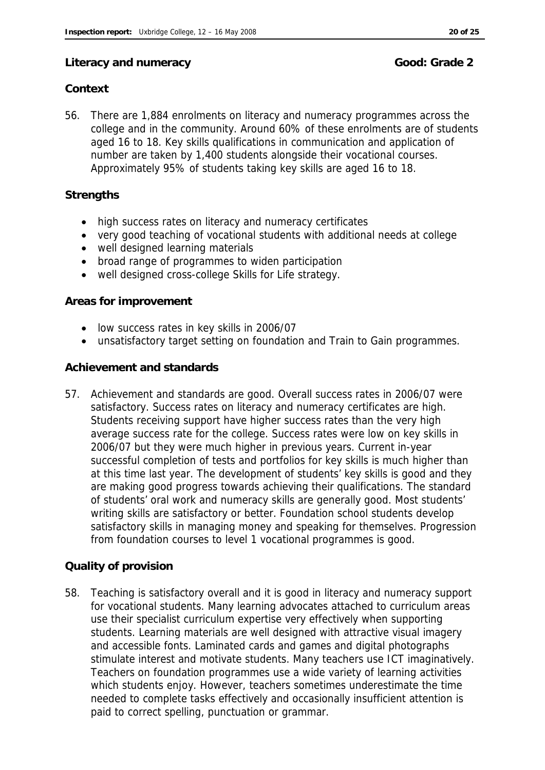## Literacy and numeracy Good: Grade 2

### Context

56. There are 1,884 enrolments on literacy and numeracy programmes across the college and in the community. Around 60% of these enrolments are of students aged 16 to 18. Key skills qualifications in communication and application of number are taken by 1,400 students alongside their vocational courses. Approximately 95% of students taking key skills are aged 16 to 18.

### Strengths

- high success rates on literacy and numeracy certificates
- very good teaching of vocational students with additional needs at college
- well designed learning materials
- broad range of programmes to widen participation
- well designed cross-college Skills for Life strategy.

### Areas for improvement

- low success rates in key skills in 2006/07
- unsatisfactory target setting on foundation and Train to Gain programmes.

### Achievement and standards

57. Achievement and standards are good. Overall success rates in 2006/07 were satisfactory. Success rates on literacy and numeracy certificates are high. Students receiving support have higher success rates than the very high average success rate for the college. Success rates were low on key skills in 2006/07 but they were much higher in previous years. Current in-year successful completion of tests and portfolios for key skills is much higher than at this time last year. The development of students' key skills is good and they are making good progress towards achieving their qualifications. The standard of students' oral work and numeracy skills are generally good. Most students' writing skills are satisfactory or better. Foundation school students develop satisfactory skills in managing money and speaking for themselves. Progression from foundation courses to level 1 vocational programmes is good.

### Quality of provision

58. Teaching is satisfactory overall and it is good in literacy and numeracy support for vocational students. Many learning advocates attached to curriculum areas use their specialist curriculum expertise very effectively when supporting students. Learning materials are well designed with attractive visual imagery and accessible fonts. Laminated cards and games and digital photographs stimulate interest and motivate students. Many teachers use ICT imaginatively. Teachers on foundation programmes use a wide variety of learning activities which students enjoy. However, teachers sometimes underestimate the time needed to complete tasks effectively and occasionally insufficient attention is paid to correct spelling, punctuation or grammar.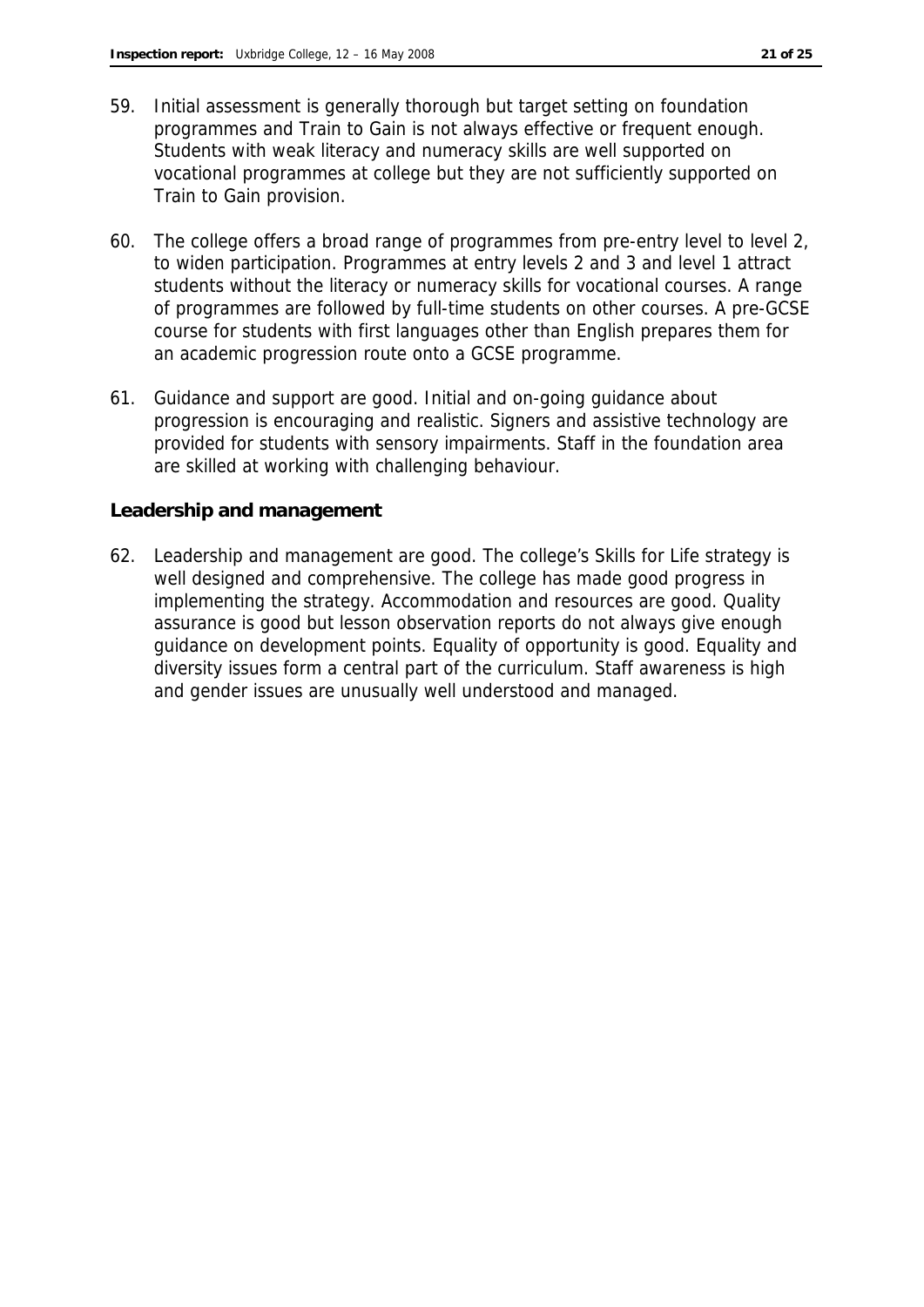59. Initial assessment is generally thorough but target setting on foundation programmes and Train to Gain is not always effective or frequent enough. Students with weak literacy and numeracy skills are well supported on vocational programmes at college but they are not sufficiently supported on Train to Gain provision.

60. The college offers a broad range of programmes from pre-entry level to level 2, to widen participation. Programmes at entry levels 2 and 3 and level 1 attract students without the literacy or numeracy skills for vocational courses. A range of programmes are followed by full-time students on other courses. A pre-GCSE course for students with first languages other than English prepares them for an academic progression route onto a GCSE programme.

61. Guidance and support are good. Initial and on-going guidance about progression is encouraging and realistic. Signers and assistive technology are provided for students with sensory impairments. Staff in the foundation area are skilled at working with challenging behaviour.

**Leadership and management**

62. Leadership and management are good. The college's Skills for Life strategy is well designed and comprehensive. The college has made good progress in implementing the strategy. Accommodation and resources are good. Quality assurance is good but lesson observation reports do not always give enough guidance on development points. Equality of opportunity is good. Equality and diversity issues form a central part of the curriculum. Staff awareness is high and gender issues are unusually well understood and managed.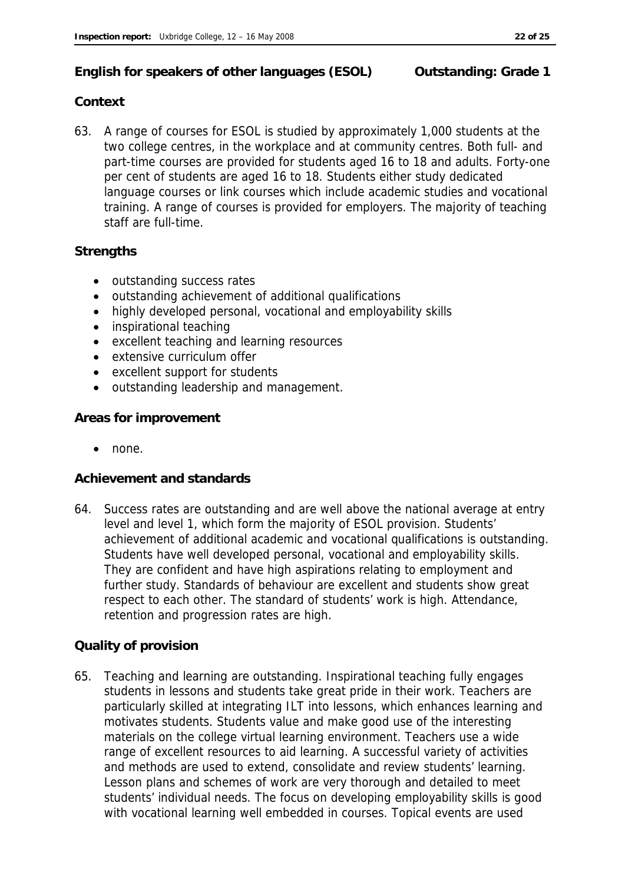## English for speakers of other languages (ESOL) Outstanding: Grade 1

### Context

63. A range of courses for ESOL is studied by approximately 1,000 students at the two college centres, in the workplace and at community centres. Both full- and part-time courses are provided for students aged 16 to 18 and adults. Forty-one per cent of students are aged 16 to 18. Students either study dedicated language courses or link courses which include academic studies and vocational training. A range of courses is provided for employers. The majority of teaching staff are full-time.

### Strengths

- outstanding success rates
- outstanding achievement of additional qualifications
- highly developed personal, vocational and employability skills
- inspirational teaching
- excellent teaching and learning resources
- extensive curriculum offer
- excellent support for students
- outstanding leadership and management.

### Areas for improvement

- none.

### Achievement and standards

64. Success rates are outstanding and are well above the national average at entry level and level 1, which form the majority of ESOL provision. Students' achievement of additional academic and vocational qualifications is outstanding. Students have well developed personal, vocational and employability skills. They are confident and have high aspirations relating to employment and further study. Standards of behaviour are excellent and students show great respect to each other. The standard of students' work is high. Attendance, retention and progression rates are high.

### Quality of provision

65. Teaching and learning are outstanding. Inspirational teaching fully engages students in lessons and students take great pride in their work. Teachers are particularly skilled at integrating ILT into lessons, which enhances learning and motivates students. Students value and make good use of the interesting materials on the college virtual learning environment. Teachers use a wide range of excellent resources to aid learning. A successful variety of activities and methods are used to extend, consolidate and review students' learning. Lesson plans and schemes of work are very thorough and detailed to meet students' individual needs. The focus on developing employability skills is good with vocational learning well embedded in courses. Topical events are used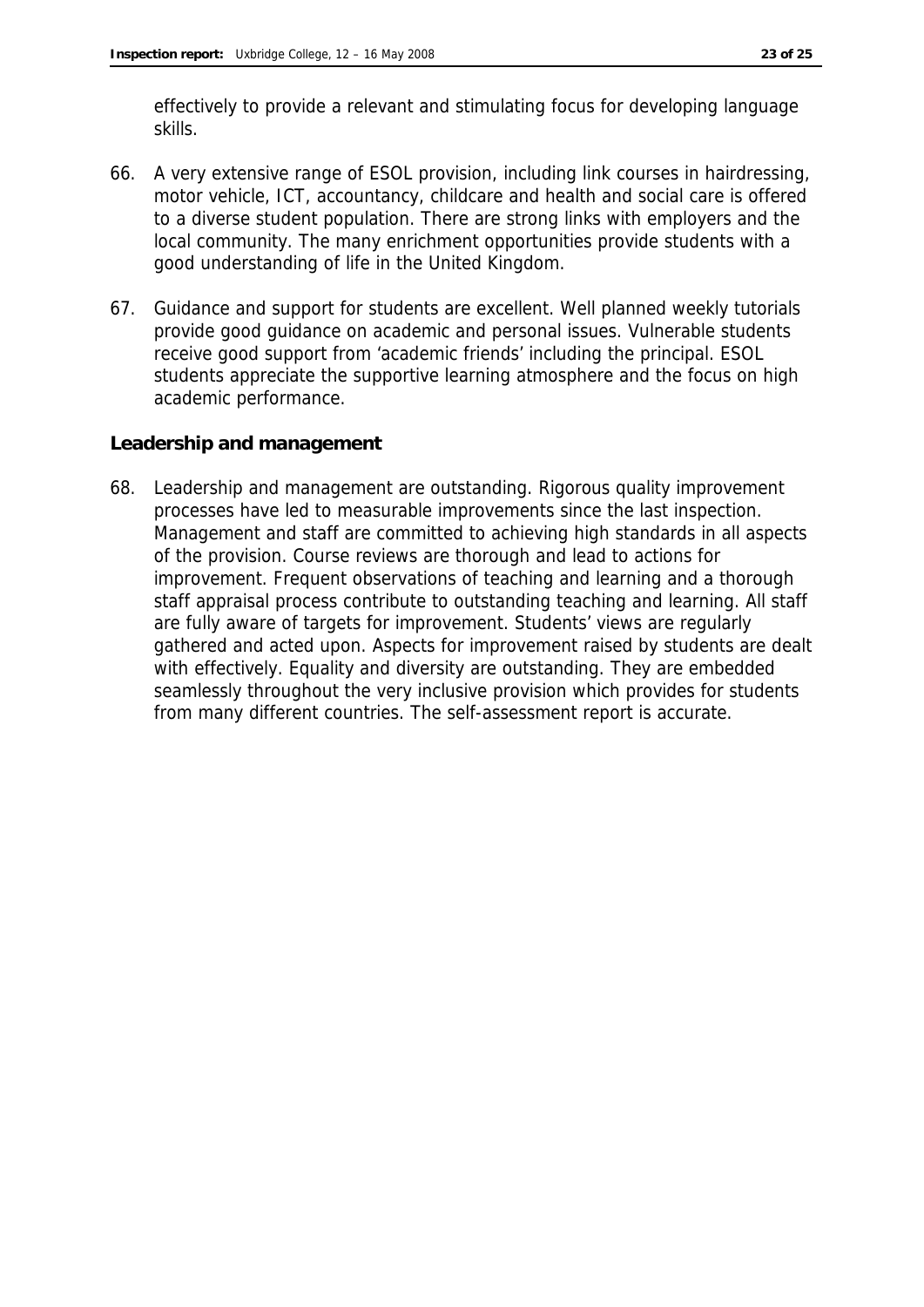effectively to provide a relevant and stimulating focus for developing language skills.

66. A very extensive range of ESOL provision, including link courses in hairdressing, motor vehicle, ICT, accountancy, childcare and health and social care is offered to a diverse student population. There are strong links with employers and the local community. The many enrichment opportunities provide students with a good understanding of life in the United Kingdom.

67. Guidance and support for students are excellent. Well planned weekly tutorials provide good guidance on academic and personal issues. Vulnerable students receive good support from 'academic friends' including the principal. ESOL students appreciate the supportive learning atmosphere and the focus on high academic performance.

### Leadership and management

68. Leadership and management are outstanding. Rigorous quality improvement processes have led to measurable improvements since the last inspection. Management and staff are committed to achieving high standards in all aspects of the provision. Course reviews are thorough and lead to actions for improvement. Frequent observations of teaching and learning and a thorough staff appraisal process contribute to outstanding teaching and learning. All staff are fully aware of targets for improvement. Students' views are regularly gathered and acted upon. Aspects for improvement raised by students are dealt with effectively. Equality and diversity are outstanding. They are embedded seamlessly throughout the very inclusive provision which provides for students from many different countries. The self-assessment report is accurate.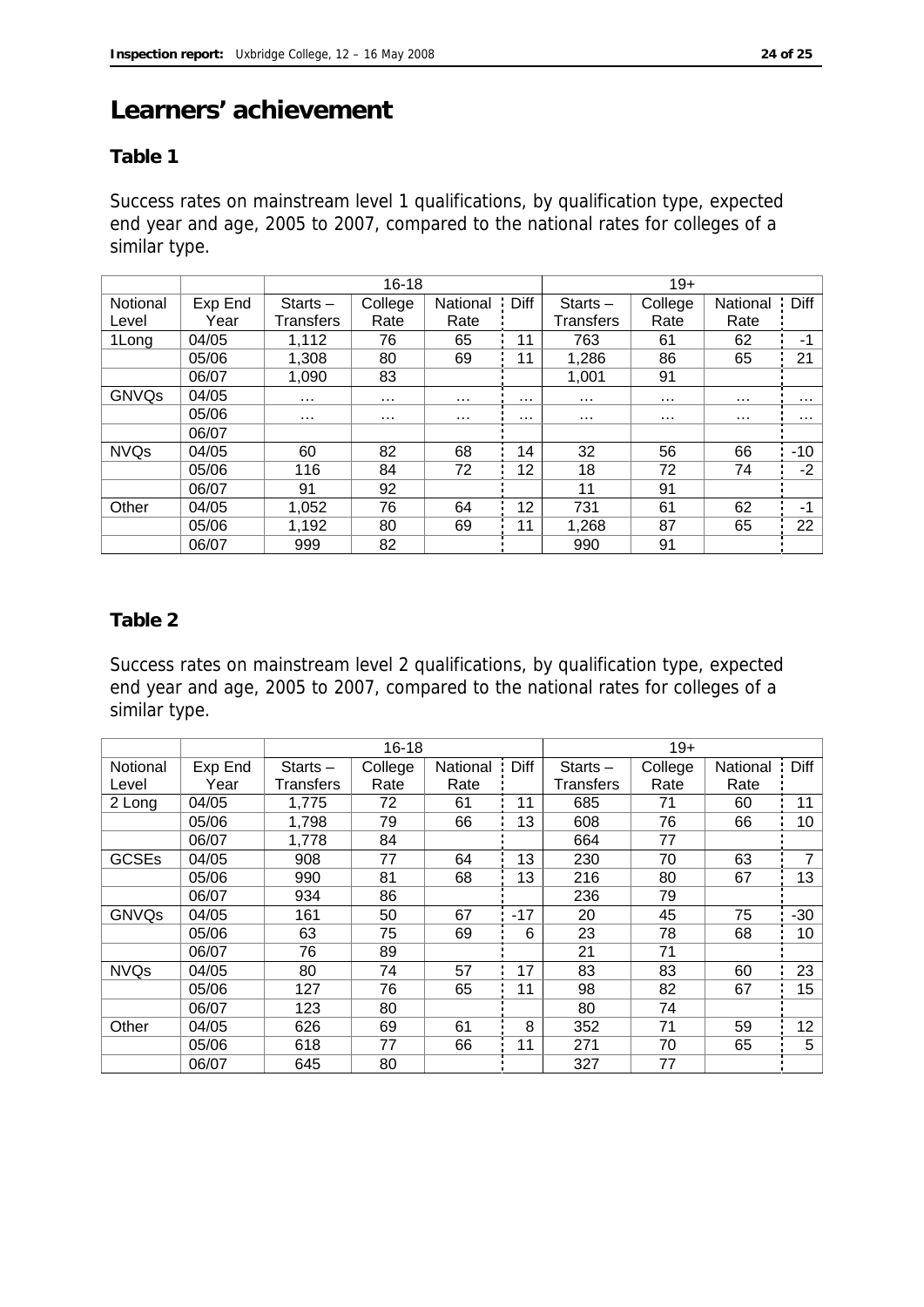# Learners' achievement

## Table 1

Success rates on mainstream level 1 qualifications, by qualification type, expected end year and age, 2005 to 2007, compared to the national rates for colleges of a similar type.

| | | 16-18 | | | | 19+ | | | |
|---|---|---|---|---|---|---|---|---|---|
| Notional Level | Exp End Year | Starts – Transfers | College Rate | National Rate | Diff | Starts – Transfers | College Rate | National Rate | Diff |
| 1Long | 04/05 | 1,112 | 76 | 65 | 11 | 763 | 61 | 62 | -1 |
| | 05/06 | 1,308 | 80 | 69 | 11 | 1,286 | 86 | 65 | 21 |
| | 06/07 | 1,090 | 83 | | | 1,001 | 91 | | |
| GNVQs | 04/05 | … | … | … | … | … | … | … | … |
| | 05/06 | … | … | … | … | … | … | … | … |
| | 06/07 | | | | | | | | |
| NVQs | 04/05 | 60 | 82 | 68 | 14 | 32 | 56 | 66 | -10 |
| | 05/06 | 116 | 84 | 72 | 12 | 18 | 72 | 74 | -2 |
| | 06/07 | 91 | 92 | | | 11 | 91 | | |
| Other | 04/05 | 1,052 | 76 | 64 | 12 | 731 | 61 | 62 | -1 |
| | 05/06 | 1,192 | 80 | 69 | 11 | 1,268 | 87 | 65 | 22 |
| | 06/07 | 999 | 82 | | | 990 | 91 | | |

## Table 2

Success rates on mainstream level 2 qualifications, by qualification type, expected end year and age, 2005 to 2007, compared to the national rates for colleges of a similar type.

| | | 16-18 | | | | 19+ | | | |
|---|---|---|---|---|---|---|---|---|---|
| Notional Level | Exp End Year | Starts – Transfers | College Rate | National Rate | Diff | Starts – Transfers | College Rate | National Rate | Diff |
| 2 Long | 04/05 | 1,775 | 72 | 61 | 11 | 685 | 71 | 60 | 11 |
| | 05/06 | 1,798 | 79 | 66 | 13 | 608 | 76 | 66 | 10 |
| | 06/07 | 1,778 | 84 | | | 664 | 77 | | |
| GCSEs | 04/05 | 908 | 77 | 64 | 13 | 230 | 70 | 63 | 7 |
| | 05/06 | 990 | 81 | 68 | 13 | 216 | 80 | 67 | 13 |
| | 06/07 | 934 | 86 | | | 236 | 79 | | |
| GNVQs | 04/05 | 161 | 50 | 67 | -17 | 20 | 45 | 75 | -30 |
| | 05/06 | 63 | 75 | 69 | 6 | 23 | 78 | 68 | 10 |
| | 06/07 | 76 | 89 | | | 21 | 71 | | |
| NVQs | 04/05 | 80 | 74 | 57 | 17 | 83 | 83 | 60 | 23 |
| | 05/06 | 127 | 76 | 65 | 11 | 98 | 82 | 67 | 15 |
| | 06/07 | 123 | 80 | | | 80 | 74 | | |
| Other | 04/05 | 626 | 69 | 61 | 8 | 352 | 71 | 59 | 12 |
| | 05/06 | 618 | 77 | 66 | 11 | 271 | 70 | 65 | 5 |
| | 06/07 | 645 | 80 | | | 327 | 77 | | |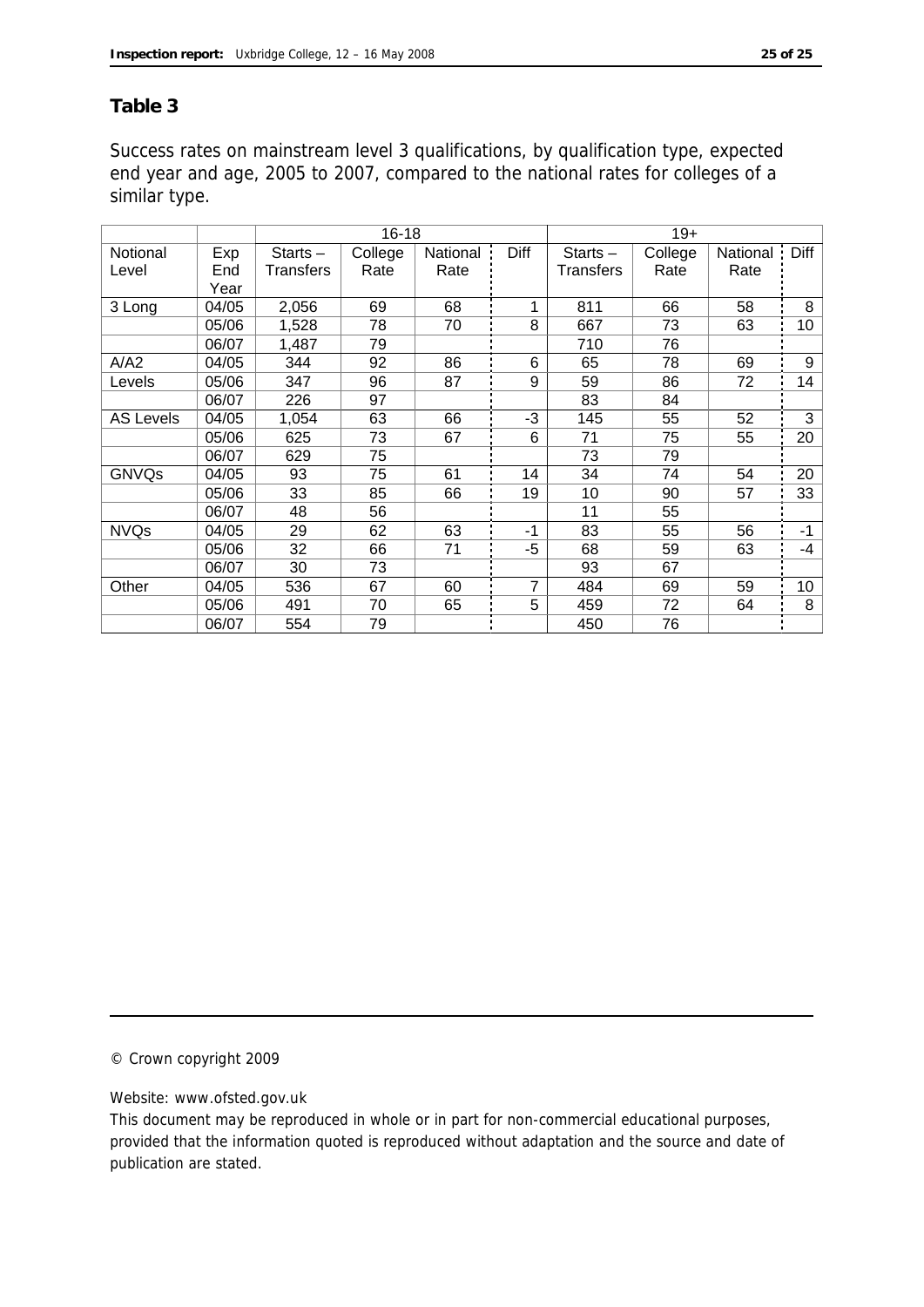## Table 3

Success rates on mainstream level 3 qualifications, by qualification type, expected end year and age, 2005 to 2007, compared to the national rates for colleges of a similar type.

| | | 16-18 | | | | 19+ | | | |
|---|---|---|---|---|---|---|---|---|---|
| Notional Level | Exp End Year | Starts – Transfers | College Rate | National Rate | Diff | Starts – Transfers | College Rate | National Rate | Diff |
| 3 Long | 04/05 | 2,056 | 69 | 68 | 1 | 811 | 66 | 58 | 8 |
| | 05/06 | 1,528 | 78 | 70 | 8 | 667 | 73 | 63 | 10 |
| | 06/07 | 1,487 | 79 | | | 710 | 76 | | |
| A/A2 Levels | 04/05 | 344 | 92 | 86 | 6 | 65 | 78 | 69 | 9 |
| | 05/06 | 347 | 96 | 87 | 9 | 59 | 86 | 72 | 14 |
| | 06/07 | 226 | 97 | | | 83 | 84 | | |
| AS Levels | 04/05 | 1,054 | 63 | 66 | -3 | 145 | 55 | 52 | 3 |
| | 05/06 | 625 | 73 | 67 | 6 | 71 | 75 | 55 | 20 |
| | 06/07 | 629 | 75 | | | 73 | 79 | | |
| GNVQs | 04/05 | 93 | 75 | 61 | 14 | 34 | 74 | 54 | 20 |
| | 05/06 | 33 | 85 | 66 | 19 | 10 | 90 | 57 | 33 |
| | 06/07 | 48 | 56 | | | 11 | 55 | | |
| NVQs | 04/05 | 29 | 62 | 63 | -1 | 83 | 55 | 56 | -1 |
| | 05/06 | 32 | 66 | 71 | -5 | 68 | 59 | 63 | -4 |
| | 06/07 | 30 | 73 | | | 93 | 67 | | |
| Other | 04/05 | 536 | 67 | 60 | 7 | 484 | 69 | 59 | 10 |
| | 05/06 | 491 | 70 | 65 | 5 | 459 | 72 | 64 | 8 |
| | 06/07 | 554 | 79 | | | 450 | 76 | | |

© Crown copyright 2009

Website: www.ofsted.gov.uk

This document may be reproduced in whole or in part for non-commercial educational purposes, provided that the information quoted is reproduced without adaptation and the source and date of publication are stated.